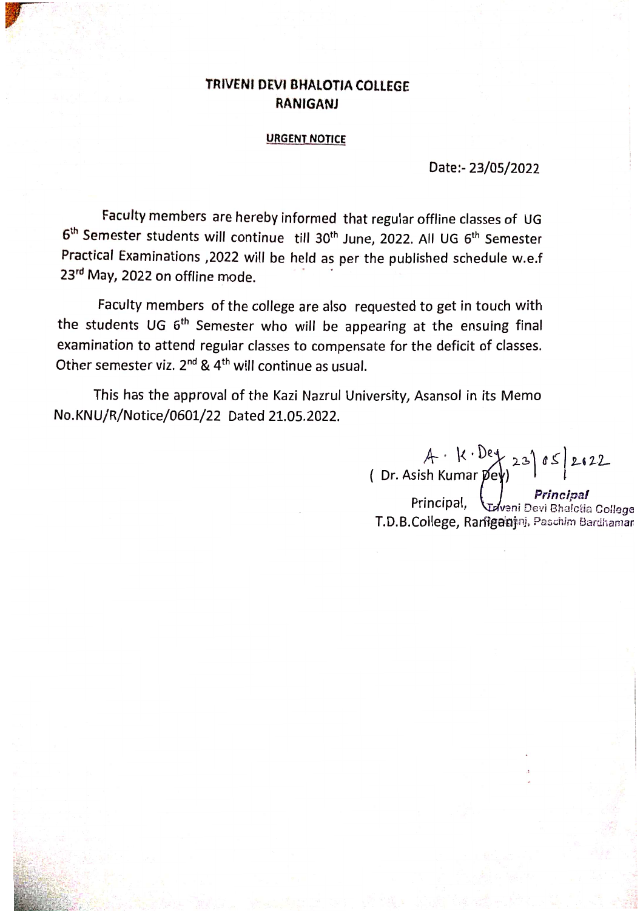# TRIVENI DEVI BHALOTIA COLLEGE
## RANIGANJ

**URGENT NOTICE**

Date:- 23/05/2022

Faculty members are hereby informed that regular offline classes of UG 6th Semester students will continue till 30th June, 2022. All UG 6th Semester Practical Examinations ,2022 will be held as per the published schedule w.e.f 23rd May, 2022 on offline mode.

Faculty members of the college are also requested to get in touch with the students UG 6th Semester who will be appearing at the ensuing final examination to attend regular classes to compensate for the deficit of classes. Other semester viz. 2nd & 4th will continue as usual.

This has the approval of the Kazi Nazrul University, Asansol in its Memo No.KNU/R/Notice/0601/22 Dated 21.05.2022.

A. K. Dey 23/05/2022
( Dr. Asish Kumar Dey)
Principal,
T.D.B.College, Raniganj

Principal
Triveni Devi Bhalotia College
Raniganj, Paschim Bardhaman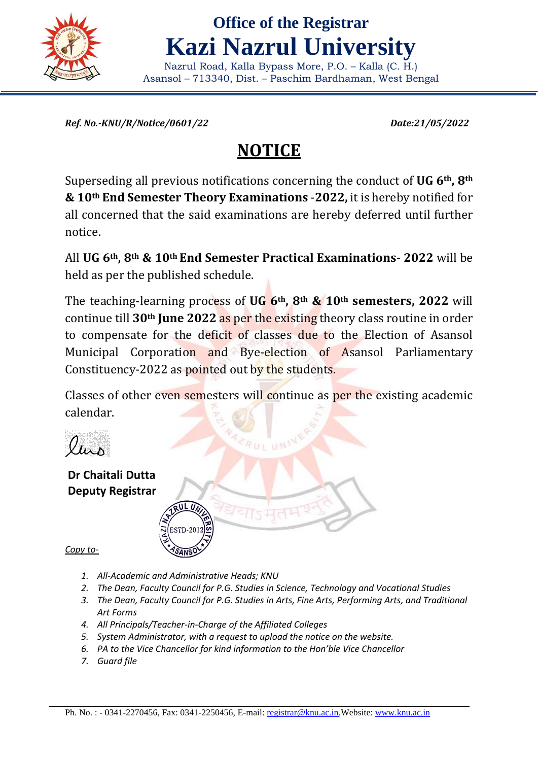# Office of the Registrar

# Kazi Nazrul University

Nazrul Road, Kalla Bypass More, P.O. – Kalla (C. H.)
Asansol – 713340, Dist. – Paschim Bardhaman, West Bengal

*Ref. No.-KNU/R/Notice/0601/22* *Date:21/05/2022*

## NOTICE

Superseding all previous notifications concerning the conduct of **UG 6th, 8th & 10th End Semester Theory Examinations -2022,** it is hereby notified for all concerned that the said examinations are hereby deferred until further notice.

All **UG 6th, 8th & 10th End Semester Practical Examinations- 2022** will be held as per the published schedule.

The teaching-learning process of **UG 6th, 8th & 10th semesters, 2022** will continue till **30th June 2022** as per the existing theory class routine in order to compensate for the deficit of classes due to the Election of Asansol Municipal Corporation and Bye-election of Asansol Parliamentary Constituency-2022 as pointed out by the students.

Classes of other even semesters will continue as per the existing academic calendar.

**Dr Chaitali Dutta**
**Deputy Registrar**

Kazi Nazrul University, ESTD-2012, Asansol

*Copy to-*

1. *All-Academic and Administrative Heads; KNU*
2. *The Dean, Faculty Council for P.G. Studies in Science, Technology and Vocational Studies*
3. *The Dean, Faculty Council for P.G. Studies in Arts, Fine Arts, Performing Arts, and Traditional Art Forms*
4. *All Principals/Teacher-in-Charge of the Affiliated Colleges*
5. *System Administrator, with a request to upload the notice on the website.*
6. *PA to the Vice Chancellor for kind information to the Hon'ble Vice Chancellor*
7. *Guard file*

Ph. No. : - 0341-2270456, Fax: 0341-2250456, E-mail: registrar@knu.ac.in,Website: www.knu.ac.in